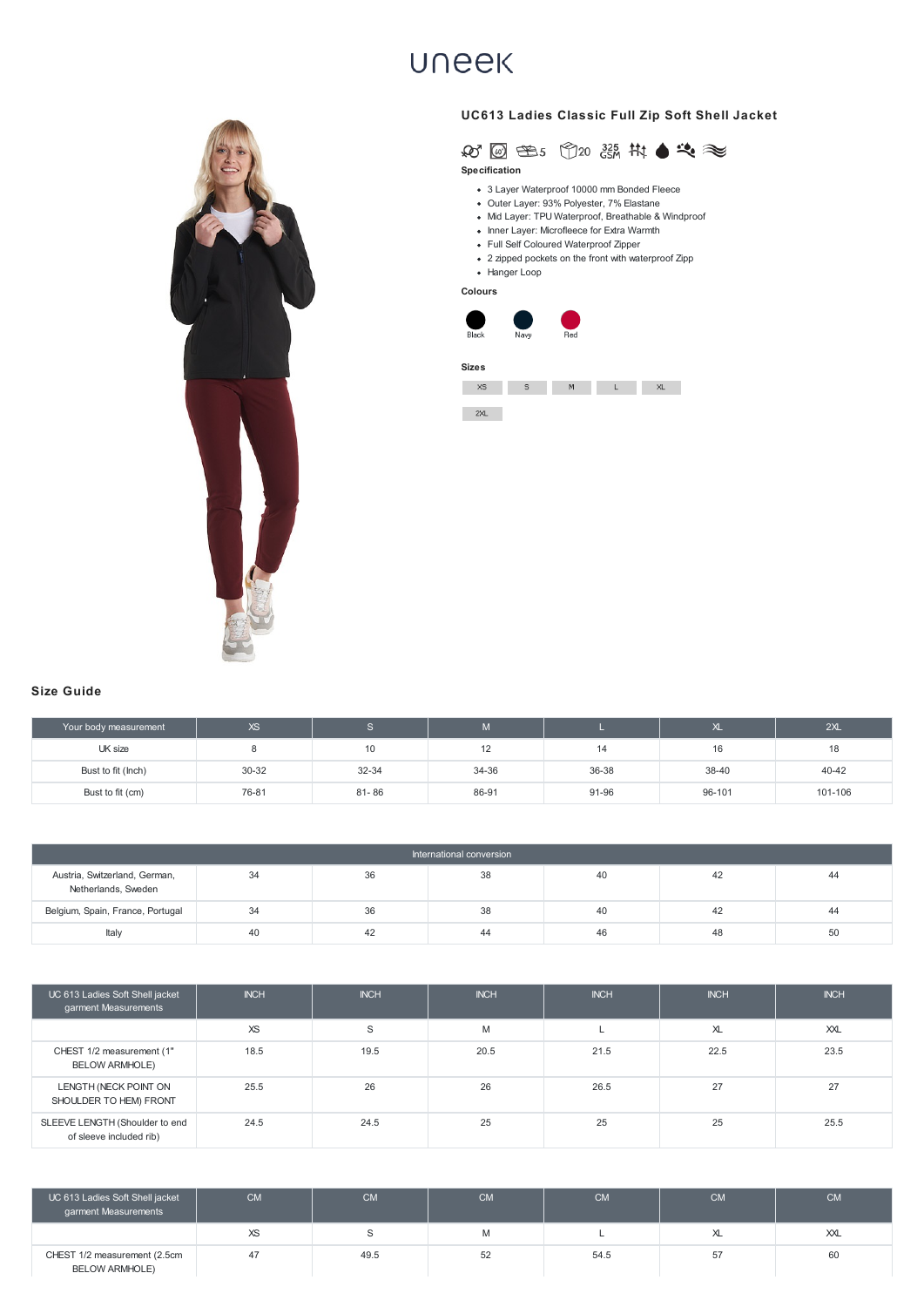uneek

# UC613 Ladies Classic Full Zip Soft Shell Jacket

5 20 325 GSM

### Specification

- 3 Layer Waterproof 10000 mm Bonded Fleece
- Outer Layer: 93% Polyester, 7% Elastane
- Mid Layer: TPU Waterproof, Breathable & Windproof
- Inner Layer: Microfleece for Extra Warmth
- Full Self Coloured Waterproof Zipper
- 2 zipped pockets on the front with waterproof Zipp
- Hanger Loop

### Colours

Black, Navy, Red

### Sizes

XS, S, M, L, XL, 2XL

## Size Guide

| Your body measurement | XS | S | M | L | XL | 2XL |
|---|---|---|---|---|---|---|
| UK size | 8 | 10 | 12 | 14 | 16 | 18 |
| Bust to fit (Inch) | 30-32 | 32-34 | 34-36 | 36-38 | 38-40 | 40-42 |
| Bust to fit (cm) | 76-81 | 81- 86 | 86-91 | 91-96 | 96-101 | 101-106 |

| International conversion | | | | | | |
|---|---|---|---|---|---|---|
| Austria, Switzerland, German, Netherlands, Sweden | 34 | 36 | 38 | 40 | 42 | 44 |
| Belgium, Spain, France, Portugal | 34 | 36 | 38 | 40 | 42 | 44 |
| Italy | 40 | 42 | 44 | 46 | 48 | 50 |

| UC 613 Ladies Soft Shell jacket garment Measurements | INCH | INCH | INCH | INCH | INCH | INCH |
|---|---|---|---|---|---|---|
| | XS | S | M | L | XL | XXL |
| CHEST 1/2 measurement (1" BELOW ARMHOLE) | 18.5 | 19.5 | 20.5 | 21.5 | 22.5 | 23.5 |
| LENGTH (NECK POINT ON SHOULDER TO HEM) FRONT | 25.5 | 26 | 26 | 26.5 | 27 | 27 |
| SLEEVE LENGTH (Shoulder to end of sleeve included rib) | 24.5 | 24.5 | 25 | 25 | 25 | 25.5 |

| UC 613 Ladies Soft Shell jacket garment Measurements | CM | CM | CM | CM | CM | CM |
|---|---|---|---|---|---|---|
| | XS | S | M | L | XL | XXL |
| CHEST 1/2 measurement (2.5cm BELOW ARMHOLE) | 47 | 49.5 | 52 | 54.5 | 57 | 60 |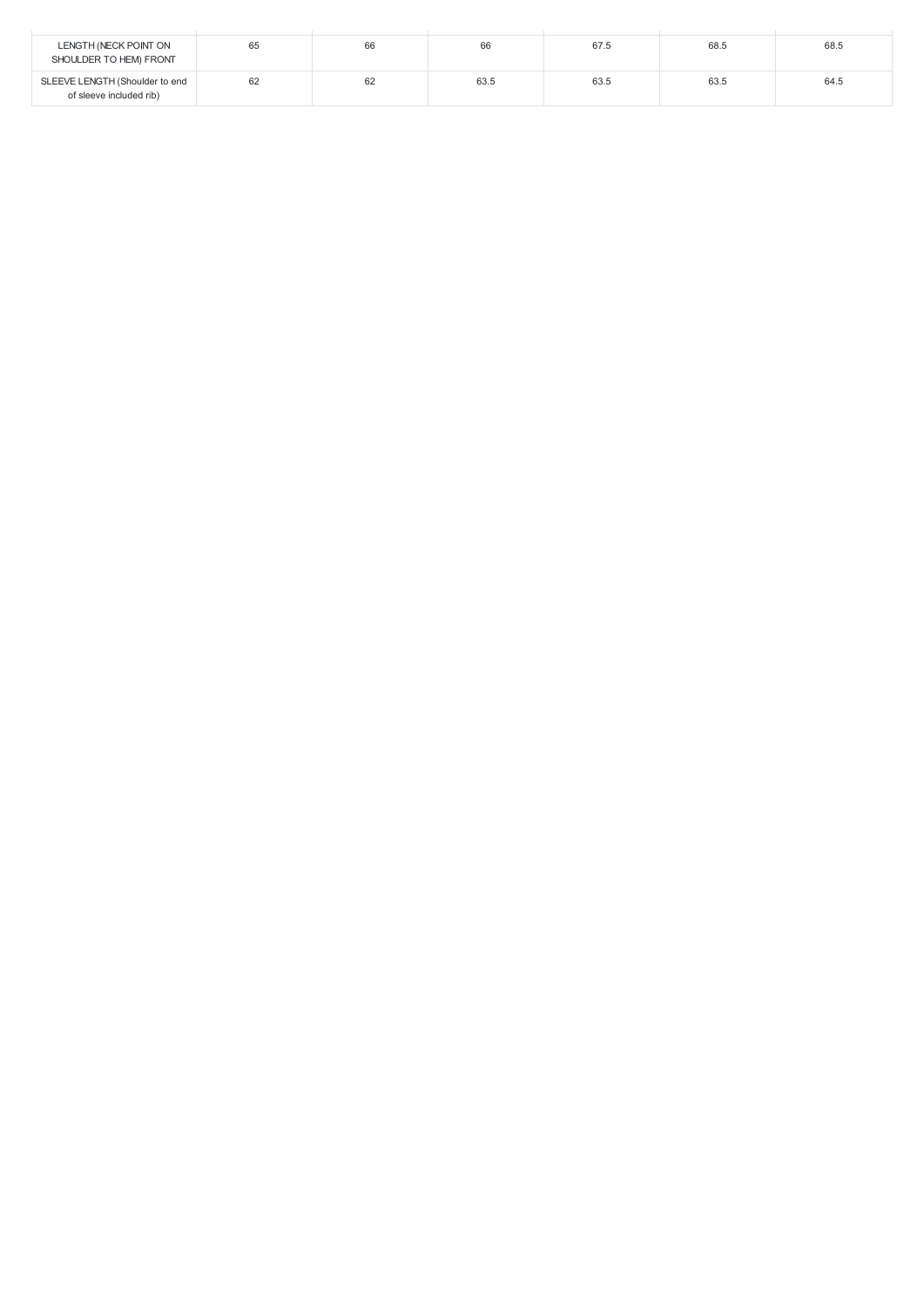| | | | | | | |
|---|---|---|---|---|---|---|
| LENGTH (NECK POINT ON SHOULDER TO HEM) FRONT | 65 | 66 | 66 | 67.5 | 68.5 | 68.5 |
| SLEEVE LENGTH (Shoulder to end of sleeve included rib) | 62 | 62 | 63.5 | 63.5 | 63.5 | 64.5 |